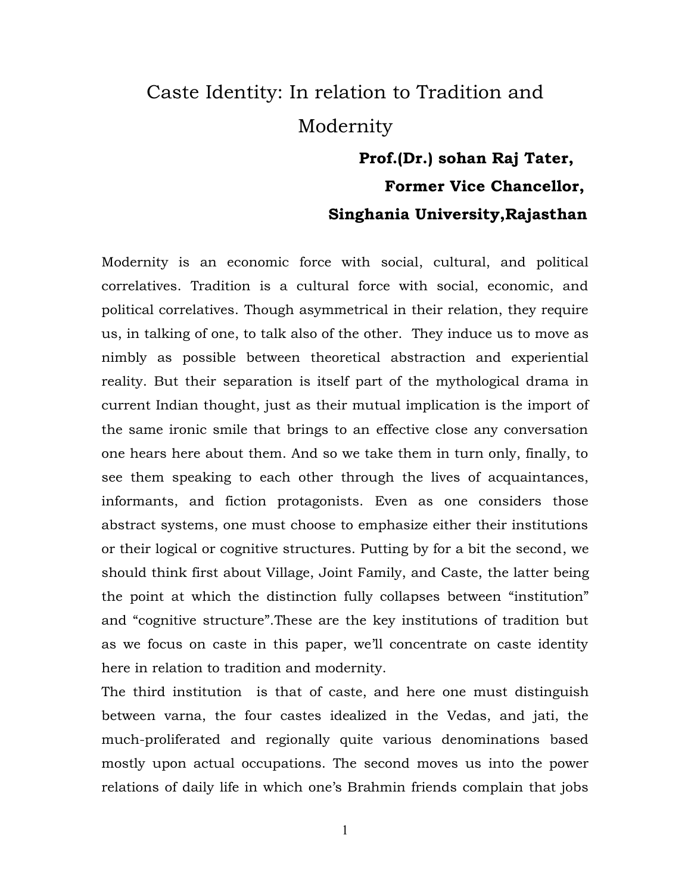# Caste Identity: In relation to Tradition and Modernity

**Prof.(Dr.) sohan Raj Tater,**

**Former Vice Chancellor,**

**Singhania University,Rajasthan**

Modernity is an economic force with social, cultural, and political correlatives. Tradition is a cultural force with social, economic, and political correlatives. Though asymmetrical in their relation, they require us, in talking of one, to talk also of the other. They induce us to move as nimbly as possible between theoretical abstraction and experiential reality. But their separation is itself part of the mythological drama in current Indian thought, just as their mutual implication is the import of the same ironic smile that brings to an effective close any conversation one hears here about them. And so we take them in turn only, finally, to see them speaking to each other through the lives of acquaintances, informants, and fiction protagonists. Even as one considers those abstract systems, one must choose to emphasize either their institutions or their logical or cognitive structures. Putting by for a bit the second, we should think first about Village, Joint Family, and Caste, the latter being the point at which the distinction fully collapses between "institution" and "cognitive structure".These are the key institutions of tradition but as we focus on caste in this paper, we'll concentrate on caste identity here in relation to tradition and modernity.

The third institution is that of caste, and here one must distinguish between varna, the four castes idealized in the Vedas, and jati, the much-proliferated and regionally quite various denominations based mostly upon actual occupations. The second moves us into the power relations of daily life in which one's Brahmin friends complain that jobs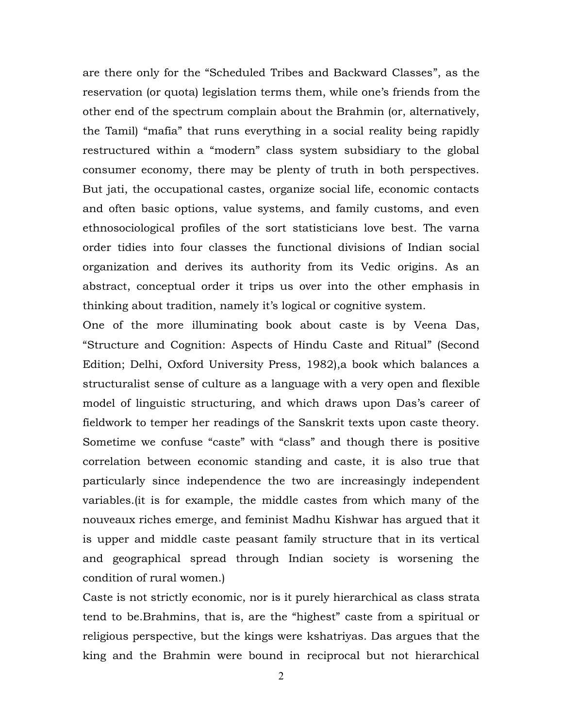are there only for the “Scheduled Tribes and Backward Classes”, as the reservation (or quota) legislation terms them, while one’s friends from the other end of the spectrum complain about the Brahmin (or, alternatively, the Tamil) “mafia” that runs everything in a social reality being rapidly restructured within a “modern” class system subsidiary to the global consumer economy, there may be plenty of truth in both perspectives. But jati, the occupational castes, organize social life, economic contacts and often basic options, value systems, and family customs, and even ethnosociological profiles of the sort statisticians love best. The varna order tidies into four classes the functional divisions of Indian social organization and derives its authority from its Vedic origins. As an abstract, conceptual order it trips us over into the other emphasis in thinking about tradition, namely it’s logical or cognitive system.

One of the more illuminating book about caste is by Veena Das, “Structure and Cognition: Aspects of Hindu Caste and Ritual” (Second Edition; Delhi, Oxford University Press, 1982),a book which balances a structuralist sense of culture as a language with a very open and flexible model of linguistic structuring, and which draws upon Das’s career of fieldwork to temper her readings of the Sanskrit texts upon caste theory. Sometime we confuse “caste” with “class” and though there is positive correlation between economic standing and caste, it is also true that particularly since independence the two are increasingly independent variables.(it is for example, the middle castes from which many of the nouveaux riches emerge, and feminist Madhu Kishwar has argued that it is upper and middle caste peasant family structure that in its vertical and geographical spread through Indian society is worsening the condition of rural women.)

Caste is not strictly economic, nor is it purely hierarchical as class strata tend to be.Brahmins, that is, are the “highest” caste from a spiritual or religious perspective, but the kings were kshatriyas. Das argues that the king and the Brahmin were bound in reciprocal but not hierarchical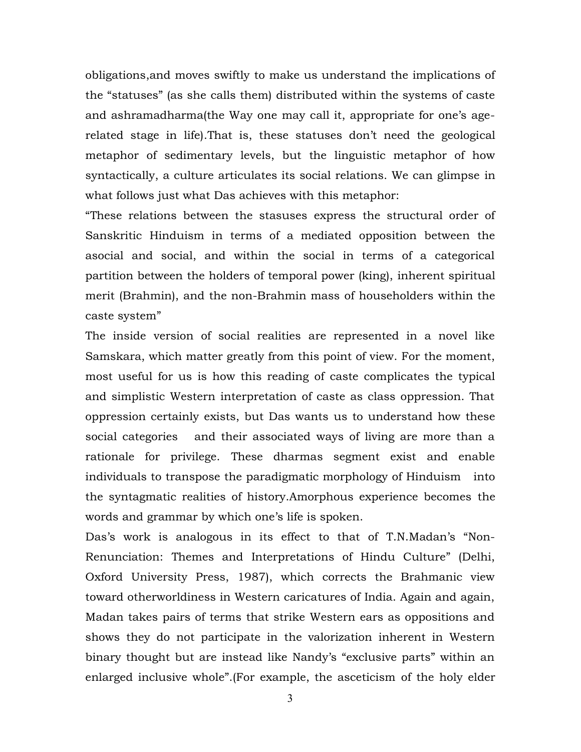obligations,and moves swiftly to make us understand the implications of the “statuses” (as she calls them) distributed within the systems of caste and ashramadharma(the Way one may call it, appropriate for one’s age-related stage in life).That is, these statuses don’t need the geological metaphor of sedimentary levels, but the linguistic metaphor of how syntactically, a culture articulates its social relations. We can glimpse in what follows just what Das achieves with this metaphor:

“These relations between the stasuses express the structural order of Sanskritic Hinduism in terms of a mediated opposition between the asocial and social, and within the social in terms of a categorical partition between the holders of temporal power (king), inherent spiritual merit (Brahmin), and the non-Brahmin mass of householders within the caste system”

The inside version of social realities are represented in a novel like Samskara, which matter greatly from this point of view. For the moment, most useful for us is how this reading of caste complicates the typical and simplistic Western interpretation of caste as class oppression. That oppression certainly exists, but Das wants us to understand how these social categories and their associated ways of living are more than a rationale for privilege. These dharmas segment exist and enable individuals to transpose the paradigmatic morphology of Hinduism into the syntagmatic realities of history.Amorphous experience becomes the words and grammar by which one’s life is spoken.

Das’s work is analogous in its effect to that of T.N.Madan’s “Non-Renunciation: Themes and Interpretations of Hindu Culture” (Delhi, Oxford University Press, 1987), which corrects the Brahmanic view toward otherworldiness in Western caricatures of India. Again and again, Madan takes pairs of terms that strike Western ears as oppositions and shows they do not participate in the valorization inherent in Western binary thought but are instead like Nandy’s “exclusive parts” within an enlarged inclusive whole”.(For example, the asceticism of the holy elder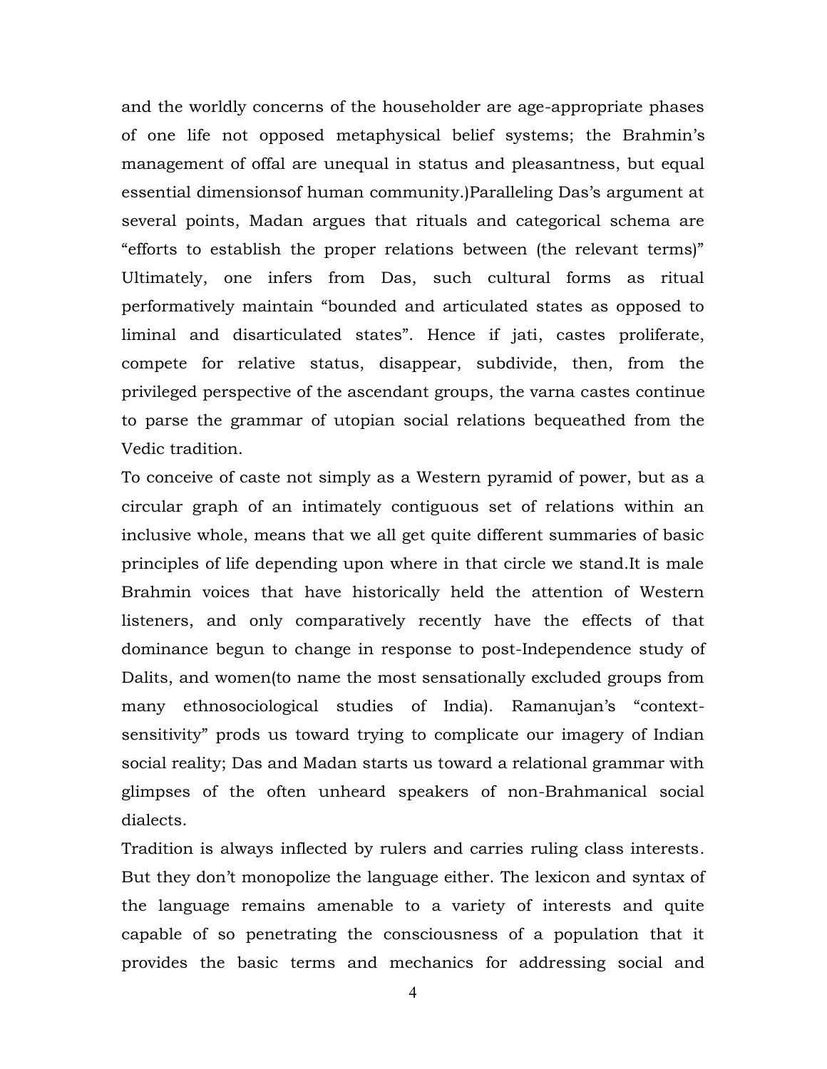and the worldly concerns of the householder are age-appropriate phases of one life not opposed metaphysical belief systems; the Brahmin's management of offal are unequal in status and pleasantness, but equal essential dimensionsof human community.)Paralleling Das's argument at several points, Madan argues that rituals and categorical schema are "efforts to establish the proper relations between (the relevant terms)" Ultimately, one infers from Das, such cultural forms as ritual performatively maintain "bounded and articulated states as opposed to liminal and disarticulated states". Hence if jati, castes proliferate, compete for relative status, disappear, subdivide, then, from the privileged perspective of the ascendant groups, the varna castes continue to parse the grammar of utopian social relations bequeathed from the Vedic tradition.

To conceive of caste not simply as a Western pyramid of power, but as a circular graph of an intimately contiguous set of relations within an inclusive whole, means that we all get quite different summaries of basic principles of life depending upon where in that circle we stand.It is male Brahmin voices that have historically held the attention of Western listeners, and only comparatively recently have the effects of that dominance begun to change in response to post-Independence study of Dalits, and women(to name the most sensationally excluded groups from many ethnosociological studies of India). Ramanujan's "context-sensitivity" prods us toward trying to complicate our imagery of Indian social reality; Das and Madan starts us toward a relational grammar with glimpses of the often unheard speakers of non-Brahmanical social dialects.

Tradition is always inflected by rulers and carries ruling class interests. But they don't monopolize the language either. The lexicon and syntax of the language remains amenable to a variety of interests and quite capable of so penetrating the consciousness of a population that it provides the basic terms and mechanics for addressing social and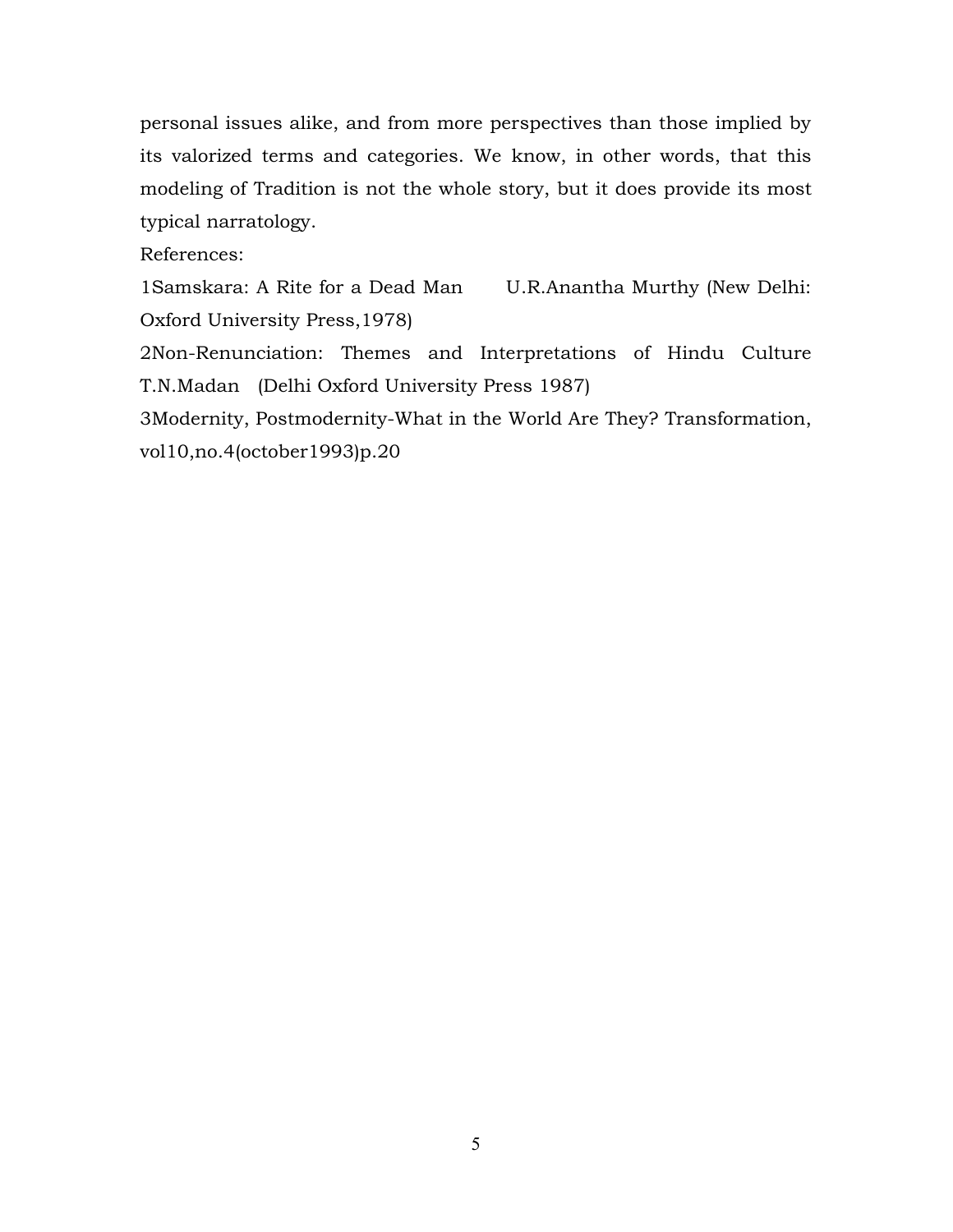personal issues alike, and from more perspectives than those implied by its valorized terms and categories. We know, in other words, that this modeling of Tradition is not the whole story, but it does provide its most typical narratology.

References:

1Samskara: A Rite for a Dead Man U.R.Anantha Murthy (New Delhi: Oxford University Press,1978)

2Non-Renunciation: Themes and Interpretations of Hindu Culture T.N.Madan (Delhi Oxford University Press 1987)

3Modernity, Postmodernity-What in the World Are They? Transformation, vol10,no.4(october1993)p.20